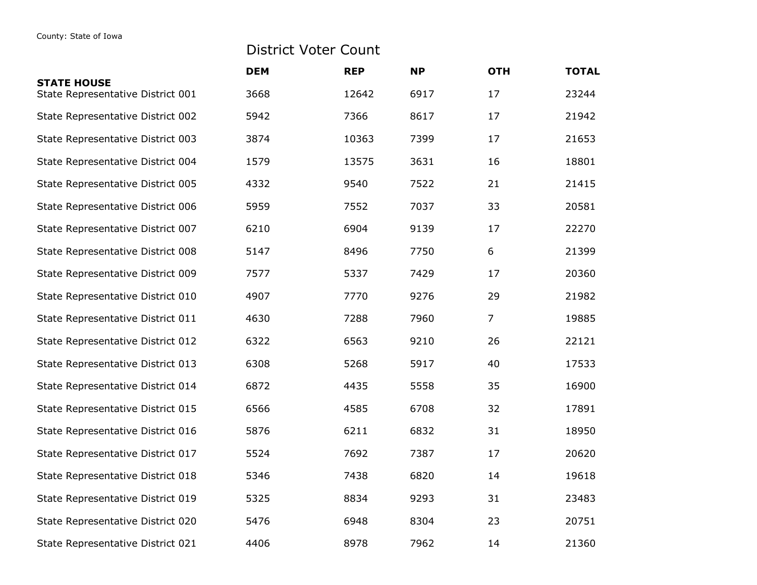County: State of Iowa

# District Voter Count

| | DEM | REP | NP | OTH | TOTAL |
|---|---|---|---|---|---|
| **STATE HOUSE** | | | | | |
| State Representative District 001 | 3668 | 12642 | 6917 | 17 | 23244 |
| State Representative District 002 | 5942 | 7366 | 8617 | 17 | 21942 |
| State Representative District 003 | 3874 | 10363 | 7399 | 17 | 21653 |
| State Representative District 004 | 1579 | 13575 | 3631 | 16 | 18801 |
| State Representative District 005 | 4332 | 9540 | 7522 | 21 | 21415 |
| State Representative District 006 | 5959 | 7552 | 7037 | 33 | 20581 |
| State Representative District 007 | 6210 | 6904 | 9139 | 17 | 22270 |
| State Representative District 008 | 5147 | 8496 | 7750 | 6 | 21399 |
| State Representative District 009 | 7577 | 5337 | 7429 | 17 | 20360 |
| State Representative District 010 | 4907 | 7770 | 9276 | 29 | 21982 |
| State Representative District 011 | 4630 | 7288 | 7960 | 7 | 19885 |
| State Representative District 012 | 6322 | 6563 | 9210 | 26 | 22121 |
| State Representative District 013 | 6308 | 5268 | 5917 | 40 | 17533 |
| State Representative District 014 | 6872 | 4435 | 5558 | 35 | 16900 |
| State Representative District 015 | 6566 | 4585 | 6708 | 32 | 17891 |
| State Representative District 016 | 5876 | 6211 | 6832 | 31 | 18950 |
| State Representative District 017 | 5524 | 7692 | 7387 | 17 | 20620 |
| State Representative District 018 | 5346 | 7438 | 6820 | 14 | 19618 |
| State Representative District 019 | 5325 | 8834 | 9293 | 31 | 23483 |
| State Representative District 020 | 5476 | 6948 | 8304 | 23 | 20751 |
| State Representative District 021 | 4406 | 8978 | 7962 | 14 | 21360 |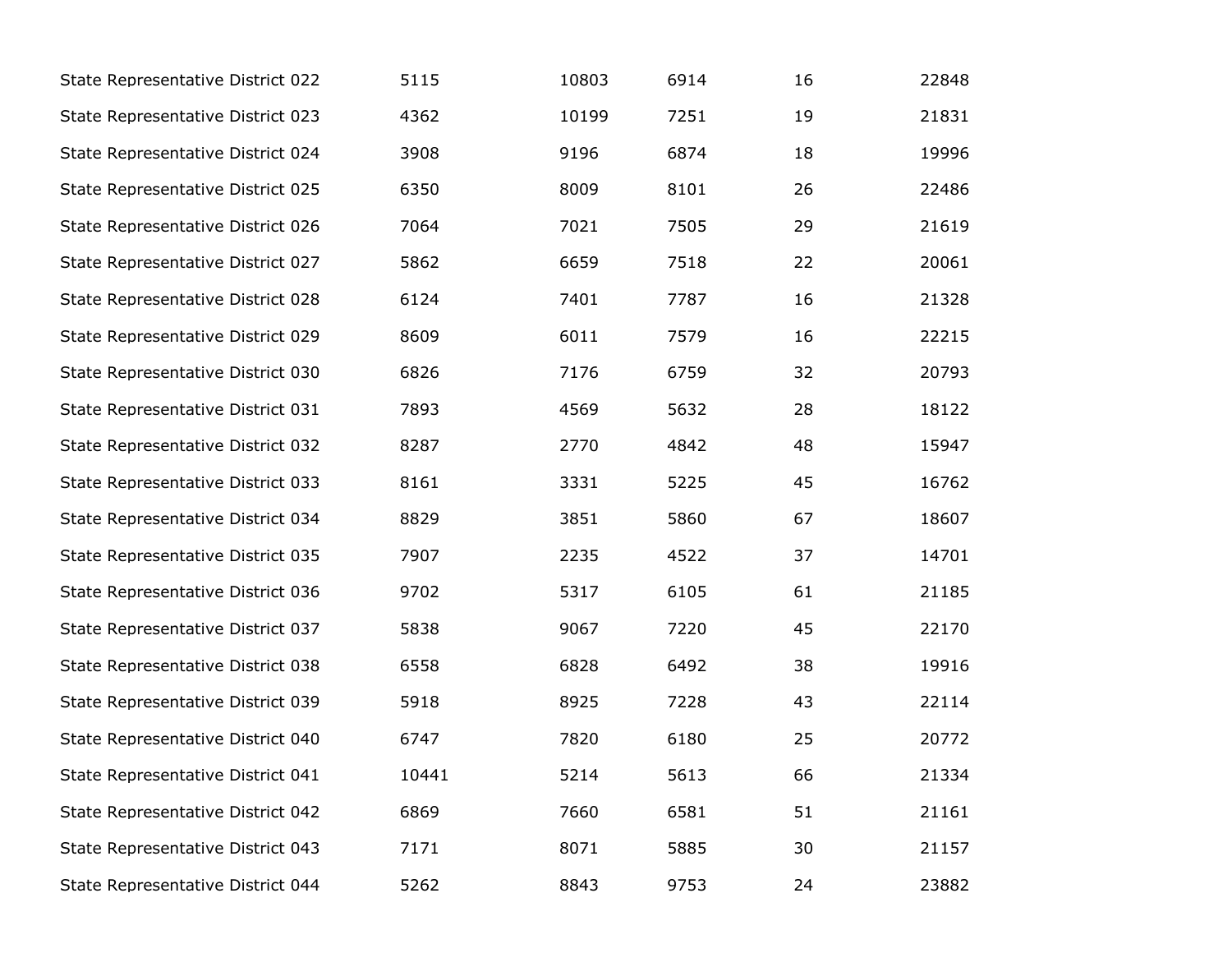| | | | | | |
|---|---|---|---|---|---|
| State Representative District 022 | 5115 | 10803 | 6914 | 16 | 22848 |
| State Representative District 023 | 4362 | 10199 | 7251 | 19 | 21831 |
| State Representative District 024 | 3908 | 9196 | 6874 | 18 | 19996 |
| State Representative District 025 | 6350 | 8009 | 8101 | 26 | 22486 |
| State Representative District 026 | 7064 | 7021 | 7505 | 29 | 21619 |
| State Representative District 027 | 5862 | 6659 | 7518 | 22 | 20061 |
| State Representative District 028 | 6124 | 7401 | 7787 | 16 | 21328 |
| State Representative District 029 | 8609 | 6011 | 7579 | 16 | 22215 |
| State Representative District 030 | 6826 | 7176 | 6759 | 32 | 20793 |
| State Representative District 031 | 7893 | 4569 | 5632 | 28 | 18122 |
| State Representative District 032 | 8287 | 2770 | 4842 | 48 | 15947 |
| State Representative District 033 | 8161 | 3331 | 5225 | 45 | 16762 |
| State Representative District 034 | 8829 | 3851 | 5860 | 67 | 18607 |
| State Representative District 035 | 7907 | 2235 | 4522 | 37 | 14701 |
| State Representative District 036 | 9702 | 5317 | 6105 | 61 | 21185 |
| State Representative District 037 | 5838 | 9067 | 7220 | 45 | 22170 |
| State Representative District 038 | 6558 | 6828 | 6492 | 38 | 19916 |
| State Representative District 039 | 5918 | 8925 | 7228 | 43 | 22114 |
| State Representative District 040 | 6747 | 7820 | 6180 | 25 | 20772 |
| State Representative District 041 | 10441 | 5214 | 5613 | 66 | 21334 |
| State Representative District 042 | 6869 | 7660 | 6581 | 51 | 21161 |
| State Representative District 043 | 7171 | 8071 | 5885 | 30 | 21157 |
| State Representative District 044 | 5262 | 8843 | 9753 | 24 | 23882 |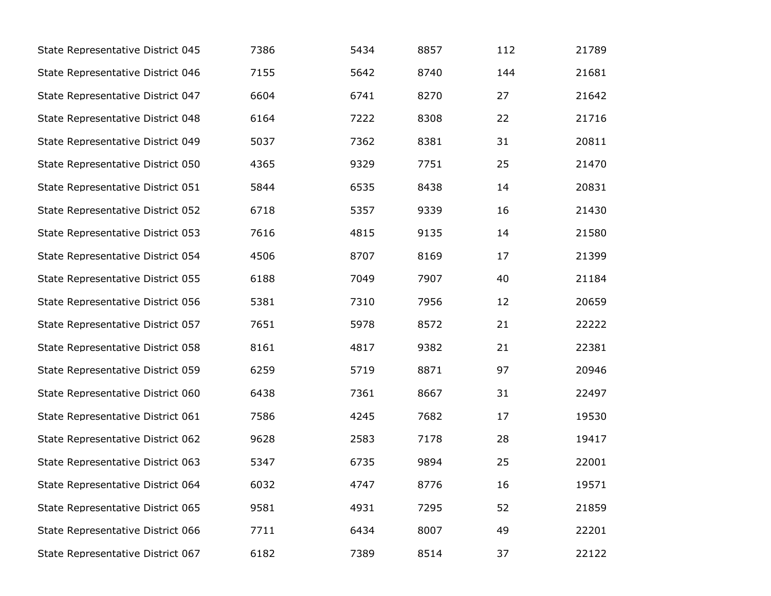| | | | | | |
|---|---|---|---|---|---|
| State Representative District 045 | 7386 | 5434 | 8857 | 112 | 21789 |
| State Representative District 046 | 7155 | 5642 | 8740 | 144 | 21681 |
| State Representative District 047 | 6604 | 6741 | 8270 | 27 | 21642 |
| State Representative District 048 | 6164 | 7222 | 8308 | 22 | 21716 |
| State Representative District 049 | 5037 | 7362 | 8381 | 31 | 20811 |
| State Representative District 050 | 4365 | 9329 | 7751 | 25 | 21470 |
| State Representative District 051 | 5844 | 6535 | 8438 | 14 | 20831 |
| State Representative District 052 | 6718 | 5357 | 9339 | 16 | 21430 |
| State Representative District 053 | 7616 | 4815 | 9135 | 14 | 21580 |
| State Representative District 054 | 4506 | 8707 | 8169 | 17 | 21399 |
| State Representative District 055 | 6188 | 7049 | 7907 | 40 | 21184 |
| State Representative District 056 | 5381 | 7310 | 7956 | 12 | 20659 |
| State Representative District 057 | 7651 | 5978 | 8572 | 21 | 22222 |
| State Representative District 058 | 8161 | 4817 | 9382 | 21 | 22381 |
| State Representative District 059 | 6259 | 5719 | 8871 | 97 | 20946 |
| State Representative District 060 | 6438 | 7361 | 8667 | 31 | 22497 |
| State Representative District 061 | 7586 | 4245 | 7682 | 17 | 19530 |
| State Representative District 062 | 9628 | 2583 | 7178 | 28 | 19417 |
| State Representative District 063 | 5347 | 6735 | 9894 | 25 | 22001 |
| State Representative District 064 | 6032 | 4747 | 8776 | 16 | 19571 |
| State Representative District 065 | 9581 | 4931 | 7295 | 52 | 21859 |
| State Representative District 066 | 7711 | 6434 | 8007 | 49 | 22201 |
| State Representative District 067 | 6182 | 7389 | 8514 | 37 | 22122 |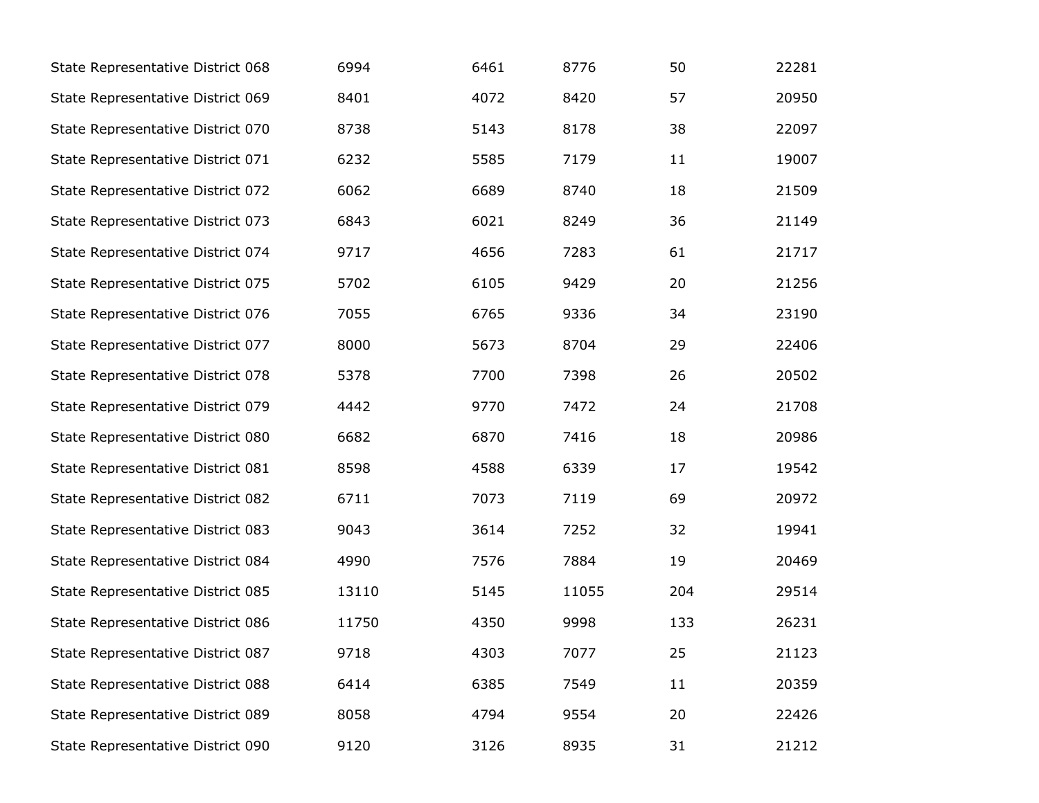| | | | | | |
|---|---|---|---|---|---|
| State Representative District 068 | 6994 | 6461 | 8776 | 50 | 22281 |
| State Representative District 069 | 8401 | 4072 | 8420 | 57 | 20950 |
| State Representative District 070 | 8738 | 5143 | 8178 | 38 | 22097 |
| State Representative District 071 | 6232 | 5585 | 7179 | 11 | 19007 |
| State Representative District 072 | 6062 | 6689 | 8740 | 18 | 21509 |
| State Representative District 073 | 6843 | 6021 | 8249 | 36 | 21149 |
| State Representative District 074 | 9717 | 4656 | 7283 | 61 | 21717 |
| State Representative District 075 | 5702 | 6105 | 9429 | 20 | 21256 |
| State Representative District 076 | 7055 | 6765 | 9336 | 34 | 23190 |
| State Representative District 077 | 8000 | 5673 | 8704 | 29 | 22406 |
| State Representative District 078 | 5378 | 7700 | 7398 | 26 | 20502 |
| State Representative District 079 | 4442 | 9770 | 7472 | 24 | 21708 |
| State Representative District 080 | 6682 | 6870 | 7416 | 18 | 20986 |
| State Representative District 081 | 8598 | 4588 | 6339 | 17 | 19542 |
| State Representative District 082 | 6711 | 7073 | 7119 | 69 | 20972 |
| State Representative District 083 | 9043 | 3614 | 7252 | 32 | 19941 |
| State Representative District 084 | 4990 | 7576 | 7884 | 19 | 20469 |
| State Representative District 085 | 13110 | 5145 | 11055 | 204 | 29514 |
| State Representative District 086 | 11750 | 4350 | 9998 | 133 | 26231 |
| State Representative District 087 | 9718 | 4303 | 7077 | 25 | 21123 |
| State Representative District 088 | 6414 | 6385 | 7549 | 11 | 20359 |
| State Representative District 089 | 8058 | 4794 | 9554 | 20 | 22426 |
| State Representative District 090 | 9120 | 3126 | 8935 | 31 | 21212 |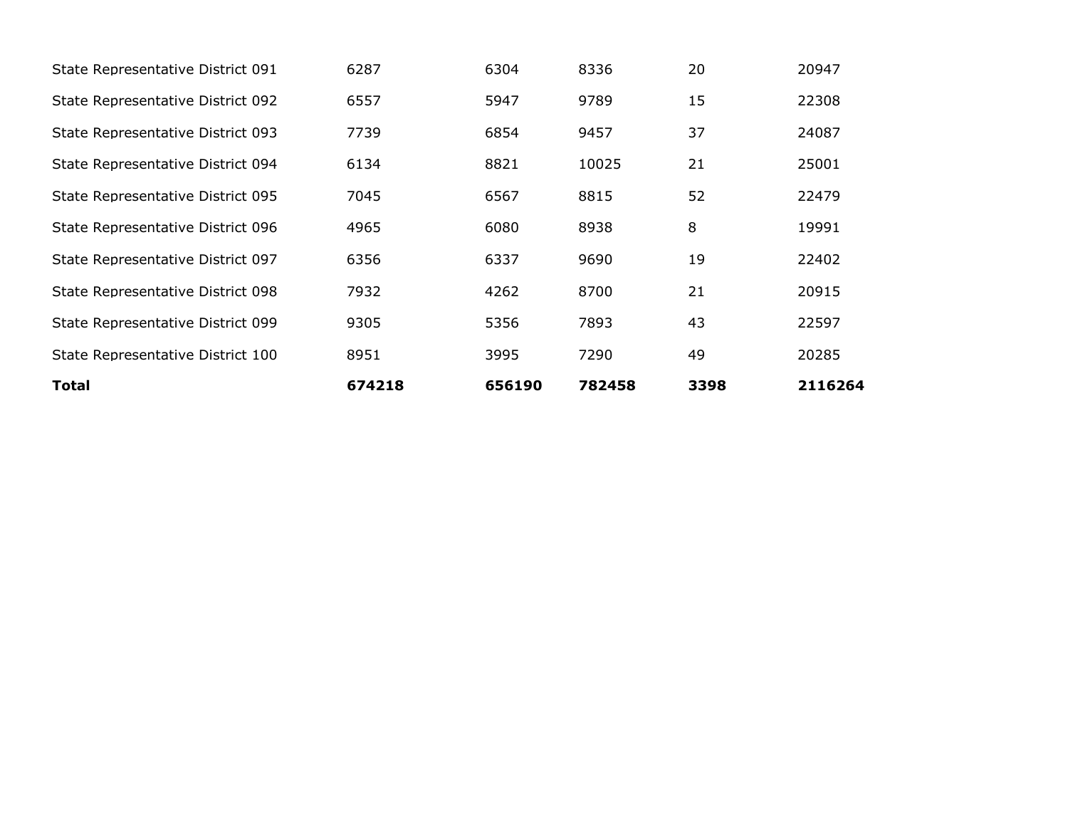| | | | | | |
|---|---|---|---|---|---|
| State Representative District 091 | 6287 | 6304 | 8336 | 20 | 20947 |
| State Representative District 092 | 6557 | 5947 | 9789 | 15 | 22308 |
| State Representative District 093 | 7739 | 6854 | 9457 | 37 | 24087 |
| State Representative District 094 | 6134 | 8821 | 10025 | 21 | 25001 |
| State Representative District 095 | 7045 | 6567 | 8815 | 52 | 22479 |
| State Representative District 096 | 4965 | 6080 | 8938 | 8 | 19991 |
| State Representative District 097 | 6356 | 6337 | 9690 | 19 | 22402 |
| State Representative District 098 | 7932 | 4262 | 8700 | 21 | 20915 |
| State Representative District 099 | 9305 | 5356 | 7893 | 43 | 22597 |
| State Representative District 100 | 8951 | 3995 | 7290 | 49 | 20285 |
| **Total** | **674218** | **656190** | **782458** | **3398** | **2116264** |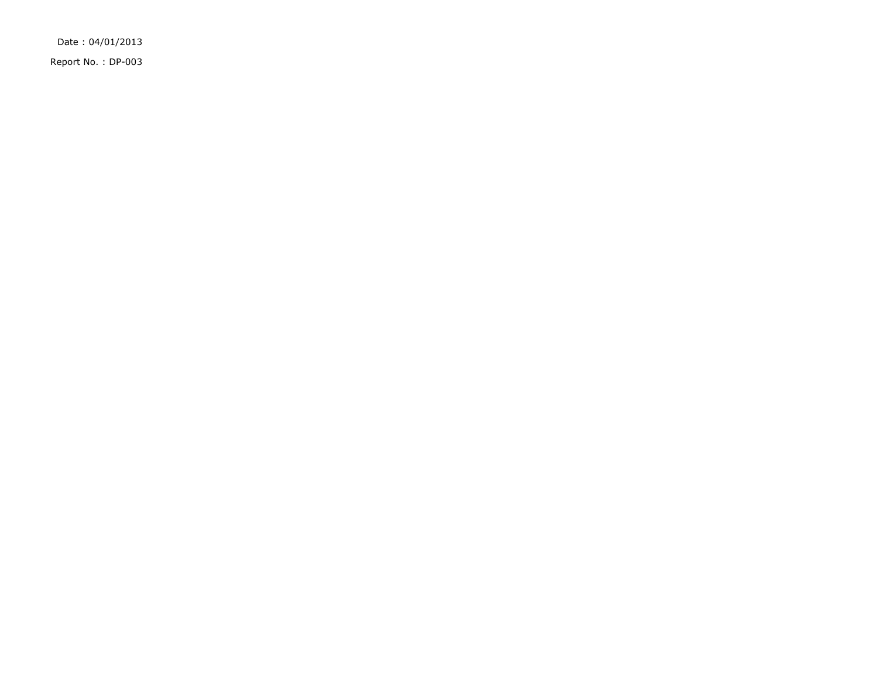Date : 04/01/2013

Report No. : DP-003